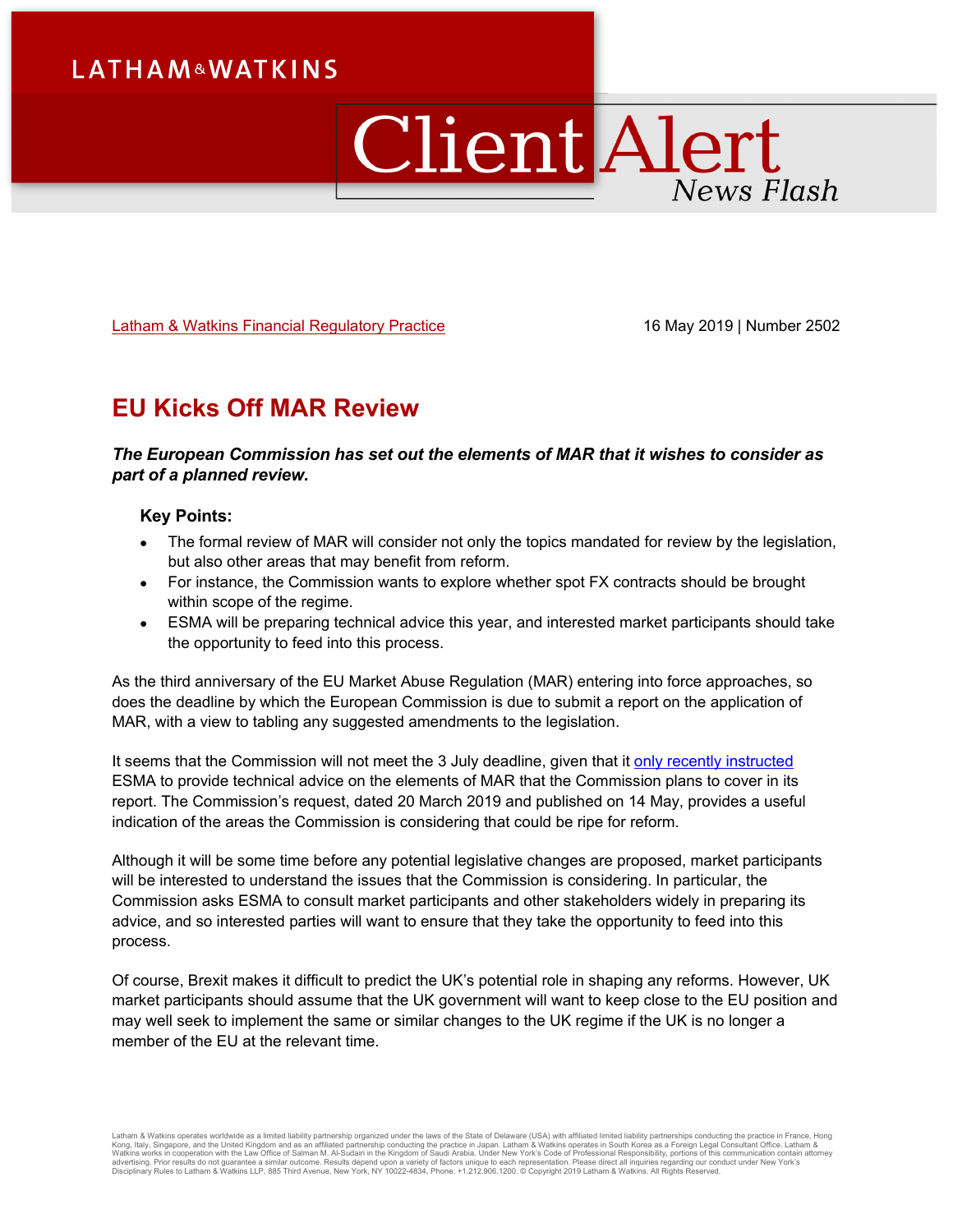LATHAM & WATKINS

Client Alert
News Flash

Latham & Watkins Financial Regulatory Practice

16 May 2019 | Number 2502

# EU Kicks Off MAR Review

***The European Commission has set out the elements of MAR that it wishes to consider as part of a planned review.***

**Key Points:**

- The formal review of MAR will consider not only the topics mandated for review by the legislation, but also other areas that may benefit from reform.
- For instance, the Commission wants to explore whether spot FX contracts should be brought within scope of the regime.
- ESMA will be preparing technical advice this year, and interested market participants should take the opportunity to feed into this process.

As the third anniversary of the EU Market Abuse Regulation (MAR) entering into force approaches, so does the deadline by which the European Commission is due to submit a report on the application of MAR, with a view to tabling any suggested amendments to the legislation.

It seems that the Commission will not meet the 3 July deadline, given that it only recently instructed ESMA to provide technical advice on the elements of MAR that the Commission plans to cover in its report. The Commission's request, dated 20 March 2019 and published on 14 May, provides a useful indication of the areas the Commission is considering that could be ripe for reform.

Although it will be some time before any potential legislative changes are proposed, market participants will be interested to understand the issues that the Commission is considering. In particular, the Commission asks ESMA to consult market participants and other stakeholders widely in preparing its advice, and so interested parties will want to ensure that they take the opportunity to feed into this process.

Of course, Brexit makes it difficult to predict the UK's potential role in shaping any reforms. However, UK market participants should assume that the UK government will want to keep close to the EU position and may well seek to implement the same or similar changes to the UK regime if the UK is no longer a member of the EU at the relevant time.

Latham & Watkins operates worldwide as a limited liability partnership organized under the laws of the State of Delaware (USA) with affiliated limited liability partnerships conducting the practice in France, Hong Kong, Italy, Singapore, and the United Kingdom and as an affiliated partnership conducting the practice in Japan. Latham & Watkins operates in South Korea as a Foreign Legal Consultant Office. Latham & Watkins works in cooperation with the Law Office of Salman M. Al-Sudairi in the Kingdom of Saudi Arabia. Under New York's Code of Professional Responsibility, portions of this communication contain attorney advertising. Prior results do not guarantee a similar outcome. Results depend upon a variety of factors unique to each representation. Please direct all inquiries regarding our conduct under New York's Disciplinary Rules to Latham & Watkins LLP, 885 Third Avenue, New York, NY 10022-4834, Phone: +1.212.906.1200. © Copyright 2019 Latham & Watkins. All Rights Reserved.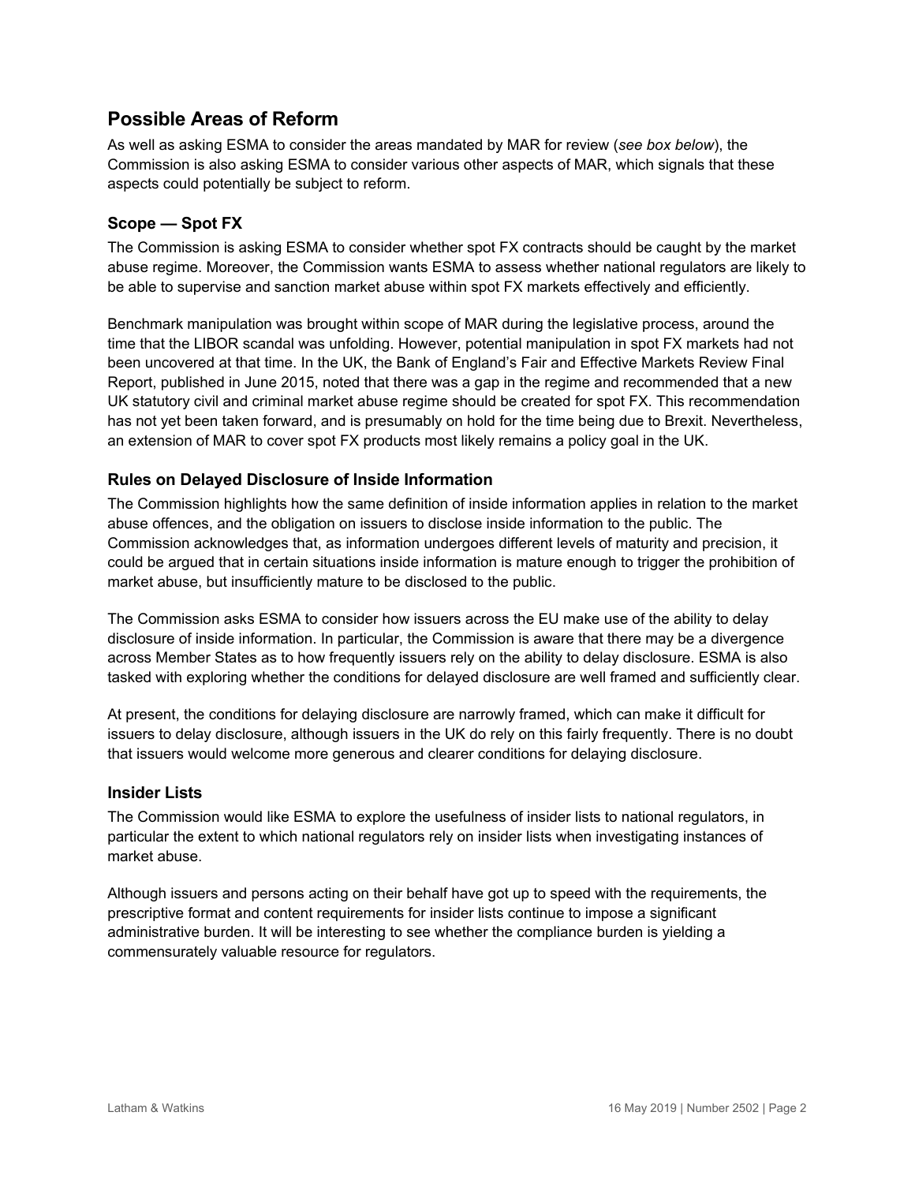## Possible Areas of Reform

As well as asking ESMA to consider the areas mandated by MAR for review (*see box below*), the Commission is also asking ESMA to consider various other aspects of MAR, which signals that these aspects could potentially be subject to reform.

### Scope — Spot FX

The Commission is asking ESMA to consider whether spot FX contracts should be caught by the market abuse regime. Moreover, the Commission wants ESMA to assess whether national regulators are likely to be able to supervise and sanction market abuse within spot FX markets effectively and efficiently.

Benchmark manipulation was brought within scope of MAR during the legislative process, around the time that the LIBOR scandal was unfolding. However, potential manipulation in spot FX markets had not been uncovered at that time. In the UK, the Bank of England's Fair and Effective Markets Review Final Report, published in June 2015, noted that there was a gap in the regime and recommended that a new UK statutory civil and criminal market abuse regime should be created for spot FX. This recommendation has not yet been taken forward, and is presumably on hold for the time being due to Brexit. Nevertheless, an extension of MAR to cover spot FX products most likely remains a policy goal in the UK.

### Rules on Delayed Disclosure of Inside Information

The Commission highlights how the same definition of inside information applies in relation to the market abuse offences, and the obligation on issuers to disclose inside information to the public. The Commission acknowledges that, as information undergoes different levels of maturity and precision, it could be argued that in certain situations inside information is mature enough to trigger the prohibition of market abuse, but insufficiently mature to be disclosed to the public.

The Commission asks ESMA to consider how issuers across the EU make use of the ability to delay disclosure of inside information. In particular, the Commission is aware that there may be a divergence across Member States as to how frequently issuers rely on the ability to delay disclosure. ESMA is also tasked with exploring whether the conditions for delayed disclosure are well framed and sufficiently clear.

At present, the conditions for delaying disclosure are narrowly framed, which can make it difficult for issuers to delay disclosure, although issuers in the UK do rely on this fairly frequently. There is no doubt that issuers would welcome more generous and clearer conditions for delaying disclosure.

### Insider Lists

The Commission would like ESMA to explore the usefulness of insider lists to national regulators, in particular the extent to which national regulators rely on insider lists when investigating instances of market abuse.

Although issuers and persons acting on their behalf have got up to speed with the requirements, the prescriptive format and content requirements for insider lists continue to impose a significant administrative burden. It will be interesting to see whether the compliance burden is yielding a commensurately valuable resource for regulators.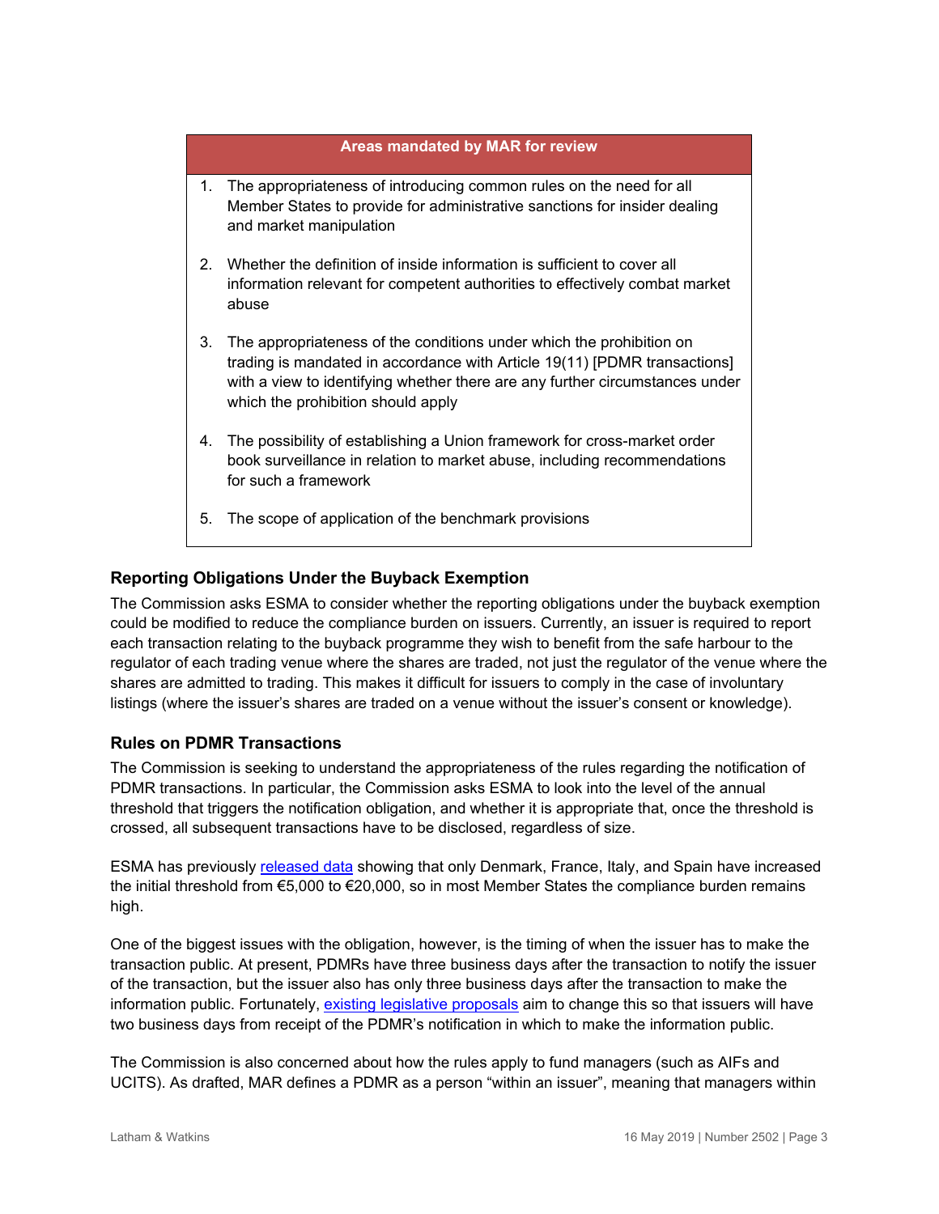| Areas mandated by MAR for review |
| --- |
| 1. The appropriateness of introducing common rules on the need for all Member States to provide for administrative sanctions for insider dealing and market manipulation<br><br>2. Whether the definition of inside information is sufficient to cover all information relevant for competent authorities to effectively combat market abuse<br><br>3. The appropriateness of the conditions under which the prohibition on trading is mandated in accordance with Article 19(11) [PDMR transactions] with a view to identifying whether there are any further circumstances under which the prohibition should apply<br><br>4. The possibility of establishing a Union framework for cross-market order book surveillance in relation to market abuse, including recommendations for such a framework<br><br>5. The scope of application of the benchmark provisions |

### Reporting Obligations Under the Buyback Exemption

The Commission asks ESMA to consider whether the reporting obligations under the buyback exemption could be modified to reduce the compliance burden on issuers. Currently, an issuer is required to report each transaction relating to the buyback programme they wish to benefit from the safe harbour to the regulator of each trading venue where the shares are traded, not just the regulator of the venue where the shares are admitted to trading. This makes it difficult for issuers to comply in the case of involuntary listings (where the issuer's shares are traded on a venue without the issuer's consent or knowledge).

### Rules on PDMR Transactions

The Commission is seeking to understand the appropriateness of the rules regarding the notification of PDMR transactions. In particular, the Commission asks ESMA to look into the level of the annual threshold that triggers the notification obligation, and whether it is appropriate that, once the threshold is crossed, all subsequent transactions have to be disclosed, regardless of size.

ESMA has previously released data showing that only Denmark, France, Italy, and Spain have increased the initial threshold from €5,000 to €20,000, so in most Member States the compliance burden remains high.

One of the biggest issues with the obligation, however, is the timing of when the issuer has to make the transaction public. At present, PDMRs have three business days after the transaction to notify the issuer of the transaction, but the issuer also has only three business days after the transaction to make the information public. Fortunately, existing legislative proposals aim to change this so that issuers will have two business days from receipt of the PDMR's notification in which to make the information public.

The Commission is also concerned about how the rules apply to fund managers (such as AIFs and UCITS). As drafted, MAR defines a PDMR as a person "within an issuer", meaning that managers within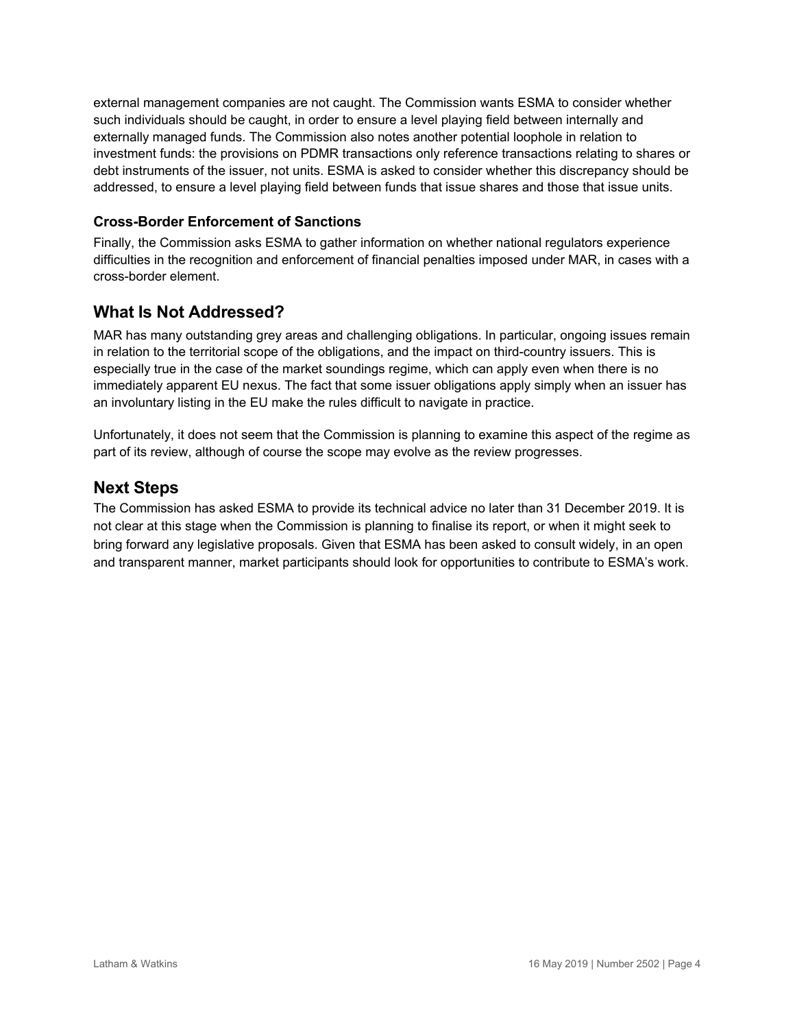external management companies are not caught. The Commission wants ESMA to consider whether such individuals should be caught, in order to ensure a level playing field between internally and externally managed funds. The Commission also notes another potential loophole in relation to investment funds: the provisions on PDMR transactions only reference transactions relating to shares or debt instruments of the issuer, not units. ESMA is asked to consider whether this discrepancy should be addressed, to ensure a level playing field between funds that issue shares and those that issue units.

### Cross-Border Enforcement of Sanctions

Finally, the Commission asks ESMA to gather information on whether national regulators experience difficulties in the recognition and enforcement of financial penalties imposed under MAR, in cases with a cross-border element.

## What Is Not Addressed?

MAR has many outstanding grey areas and challenging obligations. In particular, ongoing issues remain in relation to the territorial scope of the obligations, and the impact on third-country issuers. This is especially true in the case of the market soundings regime, which can apply even when there is no immediately apparent EU nexus. The fact that some issuer obligations apply simply when an issuer has an involuntary listing in the EU make the rules difficult to navigate in practice.

Unfortunately, it does not seem that the Commission is planning to examine this aspect of the regime as part of its review, although of course the scope may evolve as the review progresses.

## Next Steps

The Commission has asked ESMA to provide its technical advice no later than 31 December 2019. It is not clear at this stage when the Commission is planning to finalise its report, or when it might seek to bring forward any legislative proposals. Given that ESMA has been asked to consult widely, in an open and transparent manner, market participants should look for opportunities to contribute to ESMA's work.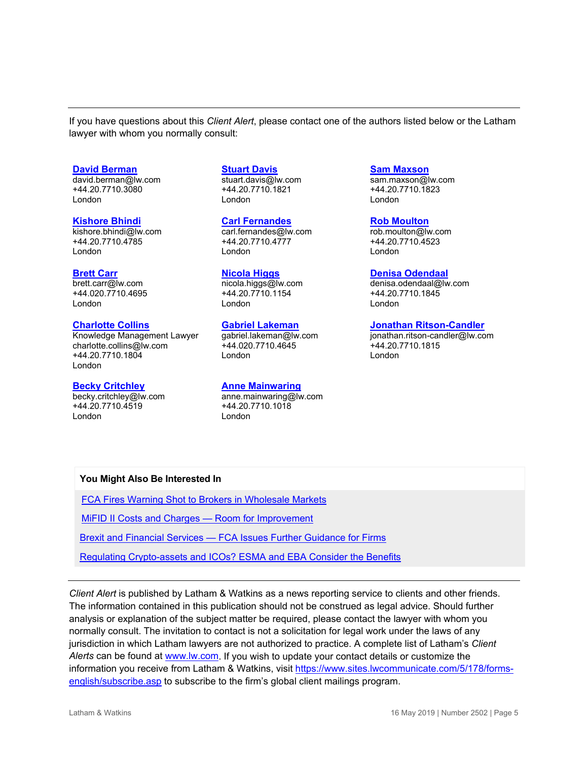If you have questions about this *Client Alert*, please contact one of the authors listed below or the Latham lawyer with whom you normally consult:

**David Berman**
david.berman@lw.com
+44.20.7710.3080
London

**Kishore Bhindi**
kishore.bhindi@lw.com
+44.20.7710.4785
London

**Brett Carr**
brett.carr@lw.com
+44.020.7710.4695
London

**Charlotte Collins**
Knowledge Management Lawyer
charlotte.collins@lw.com
+44.20.7710.1804
London

**Becky Critchley**
becky.critchley@lw.com
+44.20.7710.4519
London

**Stuart Davis**
stuart.davis@lw.com
+44.20.7710.1821
London

**Carl Fernandes**
carl.fernandes@lw.com
+44.20.7710.4777
London

**Nicola Higgs**
nicola.higgs@lw.com
+44.20.7710.1154
London

**Gabriel Lakeman**
gabriel.lakeman@lw.com
+44.020.7710.4645
London

**Anne Mainwaring**
anne.mainwaring@lw.com
+44.20.7710.1018
London

**Sam Maxson**
sam.maxson@lw.com
+44.20.7710.1823
London

**Rob Moulton**
rob.moulton@lw.com
+44.20.7710.4523
London

**Denisa Odendaal**
denisa.odendaal@lw.com
+44.20.7710.1845
London

**Jonathan Ritson-Candler**
jonathan.ritson-candler@lw.com
+44.20.7710.1815
London

**You Might Also Be Interested In**

FCA Fires Warning Shot to Brokers in Wholesale Markets

MiFID II Costs and Charges — Room for Improvement

Brexit and Financial Services — FCA Issues Further Guidance for Firms

Regulating Crypto-assets and ICOs? ESMA and EBA Consider the Benefits

---

*Client Alert* is published by Latham & Watkins as a news reporting service to clients and other friends. The information contained in this publication should not be construed as legal advice. Should further analysis or explanation of the subject matter be required, please contact the lawyer with whom you normally consult. The invitation to contact is not a solicitation for legal work under the laws of any jurisdiction in which Latham lawyers are not authorized to practice. A complete list of Latham's *Client Alerts* can be found at www.lw.com. If you wish to update your contact details or customize the information you receive from Latham & Watkins, visit https://www.sites.lwcommunicate.com/5/178/forms-english/subscribe.asp to subscribe to the firm's global client mailings program.